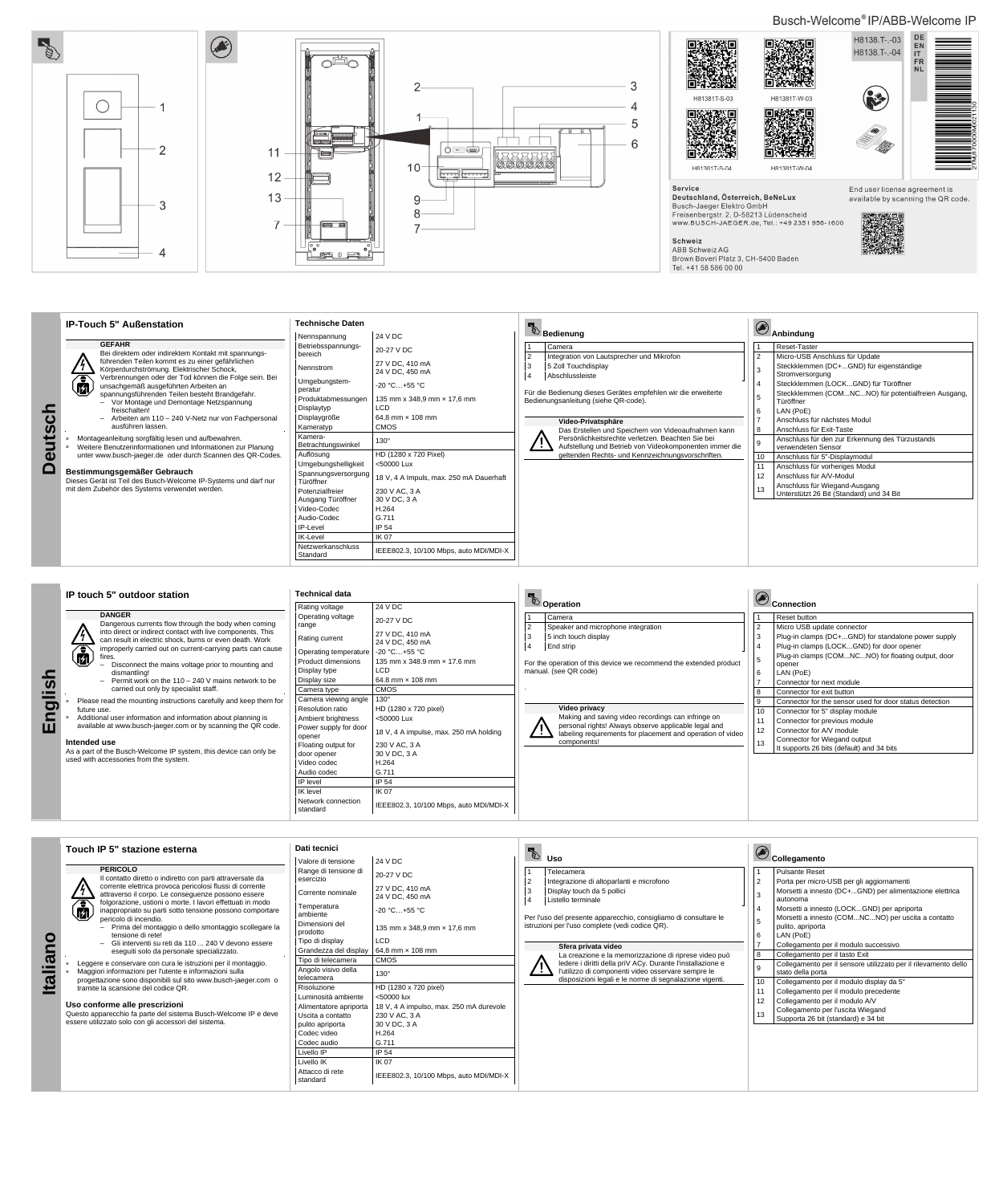Busch-Welcome® IP/ABB-Welcome IP

H8138.T-.-03
H8138.T-.-04

DE
EN
IT
FR
NL

H81381T-S-03
H81381T-W-03
H81381T-S-04
H81381T-W-04

**Service**
**Deutschland, Österreich, BeNeLux**
Busch-Jaeger Elektro GmbH
Freisenbergstr. 2, D-58213 Lüdenscheid
www.BUSCH-JAEGER.de, Tel.: +49 2351 956-1600

**Schweiz**
ABB Schweiz AG
Brown Boveri Platz 3, CH-5400 Baden
Tel. +41 58 586 00 00

End user license agreement is available by scanning the QR code.

# Deutsch

## IP-Touch 5" Außenstation

**GEFAHR**
Bei direktem oder indirektem Kontakt mit spannungsführenden Teilen kommt es zu einer gefährlichen Körperdurchströmung. Elektrischer Schock, Verbrennungen oder der Tod können die Folge sein. Bei unsachgemäß ausgeführten Arbeiten an spannungsführenden Teilen besteht Brandgefahr.
- Vor Montage und Demontage Netzspannung freischalten!
- Arbeiten am 110 – 240 V-Netz nur von Fachpersonal ausführen lassen.

- Montageanleitung sorgfältig lesen und aufbewahren.
- Weitere Benutzerinformationen und Informationen zur Planung unter www.busch-jaeger.de oder durch Scannen des QR-Codes.

### Bestimmungsgemäßer Gebrauch
Dieses Gerät ist Teil des Busch-Welcome IP-Systems und darf nur mit dem Zubehör des Systems verwendet werden.

### Technische Daten

| | |
|---|---|
| Nennspannung | 24 V DC |
| Betriebsspannungsbereich | 20-27 V DC |
| Nennstrom | 27 V DC, 410 mA<br>24 V DC, 450 mA |
| Umgebungstemperatur | -20 °C…+55 °C |
| Produktabmessungen | 135 mm × 348,9 mm × 17,6 mm |
| Displaytyp | LCD |
| Displaygröße | 64,8 mm × 108 mm |
| Kameratyp | CMOS |
| Kamera-Betrachtungswinkel | 130° |
| Auflösung | HD (1280 x 720 Pixel) |
| Umgebungshelligkeit | <50000 Lux |
| Spannungsversorgung Türöffner | 18 V, 4 A Impuls, max. 250 mA Dauerhaft |
| Potenzialfreier Ausgang Türöffner | 230 V AC, 3 A<br>30 V DC, 3 A |
| Video-Codec | H.264 |
| Audio-Codec | G.711 |
| IP-Level | IP 54 |
| IK-Level | IK 07 |
| Netzwerkanschluss Standard | IEEE802.3, 10/100 Mbps, auto MDI/MDI-X |

### Bedienung

| | |
|---|---|
| 1 | Camera |
| 2 | Integration von Lautsprecher und Mikrofon |
| 3 | 5 Zoll Touchdisplay |
| 4 | Abschlussleiste |

Für die Bedienung dieses Gerätes empfehlen wir die erweiterte Bedienungsanleitung (siehe QR-code).

**Video-Privatsphäre**
Das Erstellen und Speichern von Videoaufnahmen kann Persönlichkeitsrechte verletzen. Beachten Sie bei Aufstellung und Betrieb von Videokomponenten immer die geltenden Rechts- und Kennzeichnungsvorschriften.

### Anbindung

| | |
|---|---|
| 1 | Reset-Taster |
| 2 | Micro-USB Anschluss für Update |
| 3 | Steckklemmen (DC+...GND) für eigenständige Stromversorgung |
| 4 | Steckklemmen (LOCK...GND) für Türöffner |
| 5 | Steckklemmen (COM...NC...NO) für potentialfreien Ausgang, Türöffner |
| 6 | LAN (PoE) |
| 7 | Anschluss für nächstes Modul |
| 8 | Anschluss für Exit-Taste |
| 9 | Anschluss für den zur Erkennung des Türzustands verwendeten Sensor |
| 10 | Anschluss für 5"-Displaymodul |
| 11 | Anschluss für vorheriges Modul |
| 12 | Anschluss für A/V-Modul |
| 13 | Anschluss für Wiegand-Ausgang<br>Unterstützt 26 Bit (Standard) und 34 Bit |

# English

## IP touch 5" outdoor station

**DANGER**
Dangerous currents flow through the body when coming into direct or indirect contact with live components. This can result in electric shock, burns or even death. Work improperly carried out on current-carrying parts can cause fires.
- Disconnect the mains voltage prior to mounting and dismantling!
- Permit work on the 110 – 240 V mains network to be carried out only by specialist staff.

- Please read the mounting instructions carefully and keep them for future use.
- Additional user information and information about planning is available at www.busch-jaeger.com or by scanning the QR code.

### Intended use
As a part of the Busch-Welcome IP system, this device can only be used with accessories from the system.

### Technical data

| | |
|---|---|
| Rating voltage | 24 V DC |
| Operating voltage range | 20-27 V DC |
| Rating current | 27 V DC, 410 mA<br>24 V DC, 450 mA |
| Operating temperature | -20 °C…+55 °C |
| Product dimensions | 135 mm x 348.9 mm × 17.6 mm |
| Display type | LCD |
| Display size | 64.8 mm × 108 mm |
| Camera type | CMOS |
| Camera viewing angle | 130° |
| Resolution ratio | HD (1280 x 720 pixel) |
| Ambient brightness | <50000 Lux |
| Power supply for door opener | 18 V, 4 A impulse, max. 250 mA holding |
| Floating output for door opener | 230 V AC, 3 A<br>30 V DC, 3 A |
| Video codec | H.264 |
| Audio codec | G.711 |
| IP level | IP 54 |
| IK level | IK 07 |
| Network connection standard | IEEE802.3, 10/100 Mbps, auto MDI/MDI-X |

### Operation

| | |
|---|---|
| 1 | Camera |
| 2 | Speaker and microphone integration |
| 3 | 5 inch touch display |
| 4 | End strip |

For the operation of this device we recommend the extended product manual. (see QR code)

**Video privacy**
Making and saving video recordings can infringe on personal rights! Always observe applicable legal and labeling requirements for placement and operation of video components!

### Connection

| | |
|---|---|
| 1 | Reset button |
| 2 | Micro USB update connector |
| 3 | Plug-in clamps (DC+...GND) for standalone power supply |
| 4 | Plug-in clamps (LOCK...GND) for door opener |
| 5 | Plug-in clamps (COM...NC...NO) for floating output, door opener |
| 6 | LAN (PoE) |
| 7 | Connector for next module |
| 8 | Connector for exit button |
| 9 | Connector for the sensor used for door status detection |
| 10 | Connector for 5" display module |
| 11 | Connector for previous module |
| 12 | Connector for A/V module |
| 13 | Connector for Wiegand output<br>It supports 26 bits (default) and 34 bits |

# Italiano

## Touch IP 5" stazione esterna

**PERICOLO**
Il contatto diretto o indiretto con parti attraversate da corrente elettrica provoca pericolosi flussi di corrente attraverso il corpo. Le conseguenze possono essere folgorazione, ustioni o morte. I lavori effettuati in modo inappropriato su parti sotto tensione possono comportare pericolo di incendio.
- Prima del montaggio o dello smontaggio scollegare la tensione di rete!
- Gli interventi su reti da 110 ... 240 V devono essere eseguiti solo da personale specializzato.

- Leggere e conservare con cura le istruzioni per il montaggio.
- Maggiori informazioni per l'utente e informazioni sulla progettazione sono disponibili sul sito www.busch-jaeger.com o tramite la scansione del codice QR.

### Uso conforme alle prescrizioni
Questo apparecchio fa parte del sistema Busch-Welcome IP e deve essere utilizzato solo con gli accessori del sistema.

### Dati tecnici

| | |
|---|---|
| Valore di tensione | 24 V DC |
| Range di tensione di esercizio | 20-27 V DC |
| Corrente nominale | 27 V DC, 410 mA<br>24 V DC, 450 mA |
| Temperatura ambiente | -20 °C…+55 °C |
| Dimensioni del prodotto | 135 mm x 348,9 mm × 17,6 mm |
| Tipo di display | LCD |
| Grandezza del display | 64,8 mm × 108 mm |
| Tipo di telecamera | CMOS |
| Angolo visivo della telecamera | 130° |
| Risoluzione | HD (1280 x 720 pixel) |
| Luminosità ambiente | <50000 lux |
| Alimentatore apriporta | 18 V, 4 A impulso, max. 250 mA durevole |
| Uscita a contatto pulito apriporta | 230 V AC, 3 A<br>30 V DC, 3 A |
| Codec video | H.264 |
| Codec audio | G.711 |
| Livello IP | IP 54 |
| Livello IK | IK 07 |
| Attacco di rete standard | IEEE802.3, 10/100 Mbps, auto MDI/MDI-X |

### Uso

| | |
|---|---|
| 1 | Telecamera |
| 2 | Integrazione di altoparlanti e microfono |
| 3 | Display touch da 5 pollici |
| 4 | Listello terminale |

Per l'uso del presente apparecchio, consigliamo di consultare le istruzioni per l'uso complete (vedi codice QR).

**Sfera privata video**
La creazione e la memorizzazione di riprese video può ledere i diritti della priV ACy. Durante l'installazione e l'utilizzo di componenti video osservare sempre le disposizioni legali e le norme di segnalazione vigenti.

### Collegamento

| | |
|---|---|
| 1 | Pulsante Reset |
| 2 | Porta per micro-USB per gli aggiornamenti |
| 3 | Morsetti a innesto (DC+...GND) per alimentazione elettrica autonoma |
| 4 | Morsetti a innesto (LOCK...GND) per apriporta |
| 5 | Morsetti a innesto (COM...NC...NO) per uscita a contatto pulito, apriporta |
| 6 | LAN (PoE) |
| 7 | Collegamento per il modulo successivo |
| 8 | Collegamento per il tasto Exit |
| 9 | Collegamento per il sensore utilizzato per il rilevamento dello stato della porta |
| 10 | Collegamento per il modulo display da 5" |
| 11 | Collegamento per il modulo precedente |
| 12 | Collegamento per il modulo A/V |
| 13 | Collegamento per l'uscita Wiegand<br>Supporta 26 bit (standard) e 34 bit |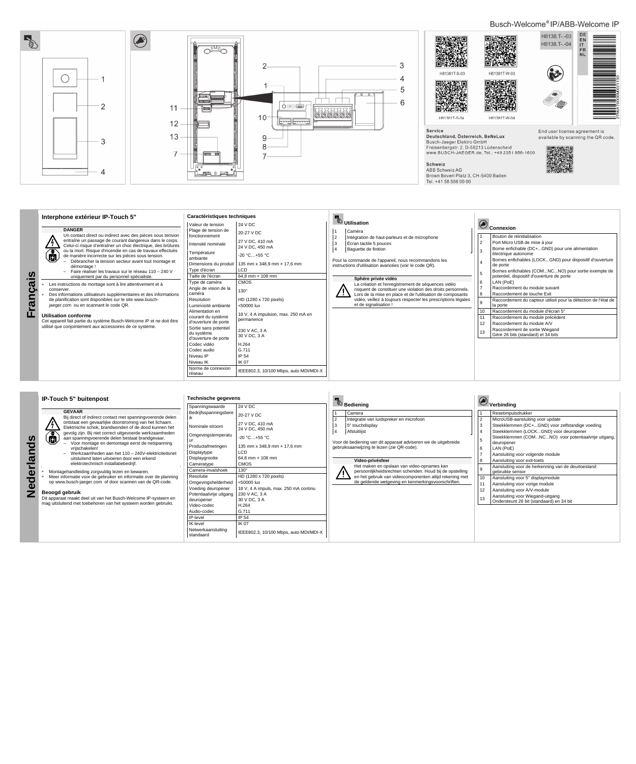Busch-Welcome® IP/ABB-Welcome IP

1
2
3
4

2
3
1
4
5
11
6
10
12
13
9
8
7
7

H8138.T-.-03
H8138.T-.-04

DE EN IT FR NL

H81381T-S-03
H81381T-W-03
H81381T-S-04
H81381T-W-04

**Service**
**Deutschland, Österreich, BeNeLux**
Busch-Jaeger Elektro GmbH
Freisenbergstr. 2, D-58213 Lüdenscheid
www.BUSCH-JAEGER.de, Tel.: +49 2351 956-1600

**Schweiz**
ABB Schweiz AG
Brown Boveri Platz 3, CH-5400 Baden
Tel. +41 58 586 00 00

End user license agreement is available by scanning the QR code.

# Français

## Interphone extérieur IP-Touch 5"

**DANGER**

Un contact direct ou indirect avec des pièces sous tension entraîne un passage de courant dangereux dans le corps. Celui-ci risque d'entraîner un choc électrique, des brûlures ou la mort. Risque d'incendie en cas de travaux effectués de manière incorrecte sur les pièces sous tension.

- Débrancher la tension secteur avant tout montage et démontage !
- Faire réaliser les travaux sur le réseau 110 – 240 V uniquement par du personnel spécialiste.

- Les instructions de montage sont à lire attentivement et à conserver.
- Des informations utilisateurs supplémentaires et des informations de planification sont disponibles sur le site www.busch-jaeger.com ou en scannant le code QR.

### Utilisation conforme

Cet appareil fait partie du système Busch-Welcome IP et ne doit être utilisé que conjointement aux accessoires de ce système.

### Caractéristiques techniques

| | |
|---|---|
| Valeur de tension | 24 V DC |
| Plage de tension de fonctionnement | 20-27 V DC |
| Intensité nominale | 27 V DC, 410 mA<br>24 V DC, 450 mA |
| Température ambiante | -20 °C…+55 °C |
| Dimensions du produit | 135 mm x 348,9 mm × 17,6 mm |
| Type d'écran | LCD |
| Taille de l'écran | 64,8 mm × 108 mm |
| Type de caméra | CMOS |
| Angle de vision de la caméra | 130° |
| Résolution | HD (1280 x 720 pixels) |
| Luminosité ambiante | <50000 lux |
| Alimentation en courant du système d'ouverture de porte | 18 V, 4 A impulsion, max. 250 mA en permanence |
| Sortie sans potentiel du système d'ouverture de porte | 230 V AC, 3 A<br>30 V DC, 3 A |
| Codec vidéo | H.264 |
| Codec audio | G.711 |
| Niveau IP | IP 54 |
| Niveau IK | IK 07 |
| Norme de connexion réseau | IEEE802.3, 10/100 Mbps, auto MDI/MDI-X |

### Utilisation

| | |
|---|---|
| 1 | Caméra |
| 2 | Intégration de haut-parleurs et de microphone |
| 3 | Écran tactile 5 pouces |
| 4 | Baguette de finition |

Pour la commande de l'appareil, nous recommandons les instructions d'utilisation avancées (voir le code QR).

**Sphère privée vidéo**

La création et l'enregistrement de séquences vidéo risquent de constituer une violation des droits personnels. Lors de la mise en place et de l'utilisation de composants vidéo, veillez à toujours respecter les prescriptions légales et de signalisation !

### Connexion

| | |
|---|---|
| 1 | Bouton de réinitialisation |
| 2 | Port Micro USB de mise à jour |
| 3 | Borne enfichable (DC+...GND) pour une alimentation électrique autonome |
| 4 | Bornes enfichables (LOCK...GND) pour dispositif d'ouverture de porte |
| 5 | Bornes enfichables (COM...NC...NO) pour sortie exempte de potentiel, dispositif d'ouverture de porte |
| 6 | LAN (PoE) |
| 7 | Raccordement du module suivant |
| 8 | Raccordement de touche Exit |
| 9 | Raccordement du capteur utilisé pour la détection de l'état de la porte |
| 10 | Raccordement du module d'écran 5" |
| 11 | Raccordement du module précédent |
| 12 | Raccordement du module A/V |
| 13 | Raccordement de sortie Wiegand<br>Gère 26 bits (standard) et 34 bits |

# Nederlands

## IP-Touch 5" buitenpost

**GEVAAR**

Bij direct of indirect contact met spanningvoerende delen ontstaat een gevaarlijke doorstroming van het lichaam. Elektrische schok, brandwonden of de dood kunnen het gevolg zijn. Bij niet correct uitgevoerde werkzaamheden aan spanningvoerende delen bestaat brandgevaar.

- Voor montage en demontage eerst de netspanning vrijschakelen!
- Werkzaamheden aan het 110 – 240V-elektriciteitsnet uitsluitend laten uitvoeren door een erkend elektrotechnisch installatiebedrijf.

- Montagehandleiding zorgvuldig lezen en bewaren.
- Meer informatie voor de gebruiker en informatie over de planning op www.busch-jaeger.com of door scannen van de QR-code.

### Beoogd gebruik

Dit apparaat maakt deel uit van het Busch-Welcome IP-systeem en mag uitsluitend met toebehoren van het systeem worden gebruikt.

### Technische gegevens

| | |
|---|---|
| Spanningswaarde | 24 V DC |
| Bedrijfsspanningsbereik | 20-27 V DC |
| Nominale stroom | 27 V DC, 410 mA<br>24 V DC, 450 mA |
| Omgevingstemperatuur | -20 °C…+55 °C |
| Productafmetingen | 135 mm x 348,9 mm × 17,6 mm |
| Displaytype | LCD |
| Displaygrootte | 64,8 mm × 108 mm |
| Cameratype | CMOS |
| Camera-invalshoek | 130° |
| Resolutie | HD (1280 x 720 pixels) |
| Omgevingshelderheid | <50000 lux |
| Voeding deuropener | 18 V, 4 A impuls, max. 250 mA continu |
| Potentiaalvrije uitgang deuropener | 230 V AC, 3 A<br>30 V DC, 3 A |
| Video-codec | H.264 |
| Audio-codec | G.711 |
| IP-level | IP 54 |
| IK-level | IK 07 |
| Netwerkaansluiting standaard | IEEE802.3, 10/100 Mbps, auto MDI/MDI-X |

### Bediening

| | |
|---|---|
| 1 | Camera |
| 2 | Integratie van luidspreker en microfoon |
| 3 | 5" touchdisplay |
| 4 | Afsluitlijst |

Voor de bediening van dit apparaat adviseren we de uitgebreide gebruiksaanwijzing te lezen (zie QR-code).

**Video-privésfeer**

Het maken en opslaan van video-opnames kan persoonlijkheidsrechten schenden. Houd bij de opstelling en het gebruik van videocomponenten altijd rekening met de geldende wetgeving en kenmerkingsvoorschriften.

### Verbinding

| | |
|---|---|
| 1 | Resetimpulsdrukker |
| 2 | MicroUSB-aansluiting voor update |
| 3 | Steekklemmen (DC+...GND) voor zelfstandige voeding |
| 4 | Steekklemmen (LOCK...GND) voor deuropener |
| 5 | Steekklemmen (COM...NC...NO) voor potentiaalvrije uitgang, deuropener |
| 6 | LAN (PoE) |
| 7 | Aansluiting voor volgende module |
| 8 | Aansluiting voor exit-toets |
| 9 | Aansluiting voor de herkenning van de deurtoestand gebruikte sensor |
| 10 | Aansluiting voor 5" displaymodule |
| 11 | Aansluiting voor vorige module |
| 12 | Aansluiting voor A/V-module |
| 13 | Aansluiting voor Wiegand-uitgang<br>Ondersteunt 26 bit (standaard) en 34 bit |